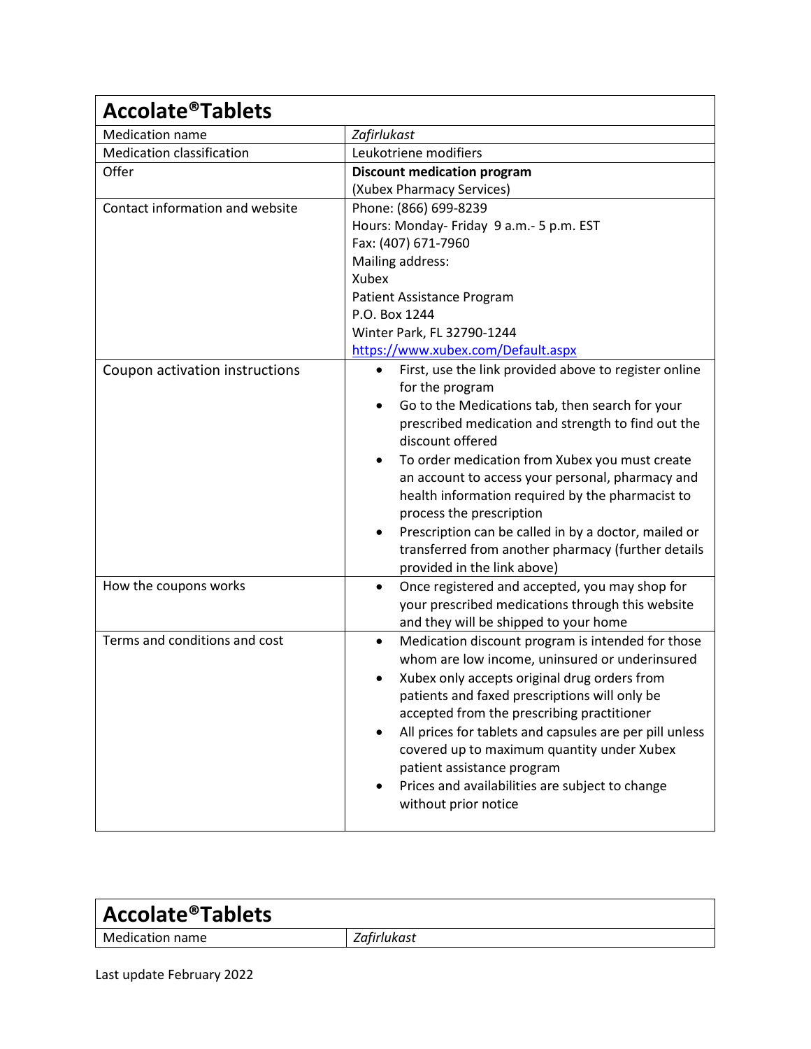## Accolate®Tablets

| | |
|---|---|
| Medication name | *Zafirlukast* |
| Medication classification | Leukotriene modifiers |
| Offer | **Discount medication program**<br>(Xubex Pharmacy Services) |
| Contact information and website | Phone: (866) 699-8239<br>Hours: Monday- Friday 9 a.m.- 5 p.m. EST<br>Fax: (407) 671-7960<br>Mailing address:<br>Xubex<br>Patient Assistance Program<br>P.O. Box 1244<br>Winter Park, FL 32790-1244<br>https://www.xubex.com/Default.aspx |
| Coupon activation instructions | • First, use the link provided above to register online for the program<br>• Go to the Medications tab, then search for your prescribed medication and strength to find out the discount offered<br>• To order medication from Xubex you must create an account to access your personal, pharmacy and health information required by the pharmacist to process the prescription<br>• Prescription can be called in by a doctor, mailed or transferred from another pharmacy (further details provided in the link above) |
| How the coupons works | • Once registered and accepted, you may shop for your prescribed medications through this website and they will be shipped to your home |
| Terms and conditions and cost | • Medication discount program is intended for those whom are low income, uninsured or underinsured<br>• Xubex only accepts original drug orders from patients and faxed prescriptions will only be accepted from the prescribing practitioner<br>• All prices for tablets and capsules are per pill unless covered up to maximum quantity under Xubex patient assistance program<br>• Prices and availabilities are subject to change without prior notice |

## Accolate®Tablets

| | |
|---|---|
| Medication name | *Zafirlukast* |

Last update February 2022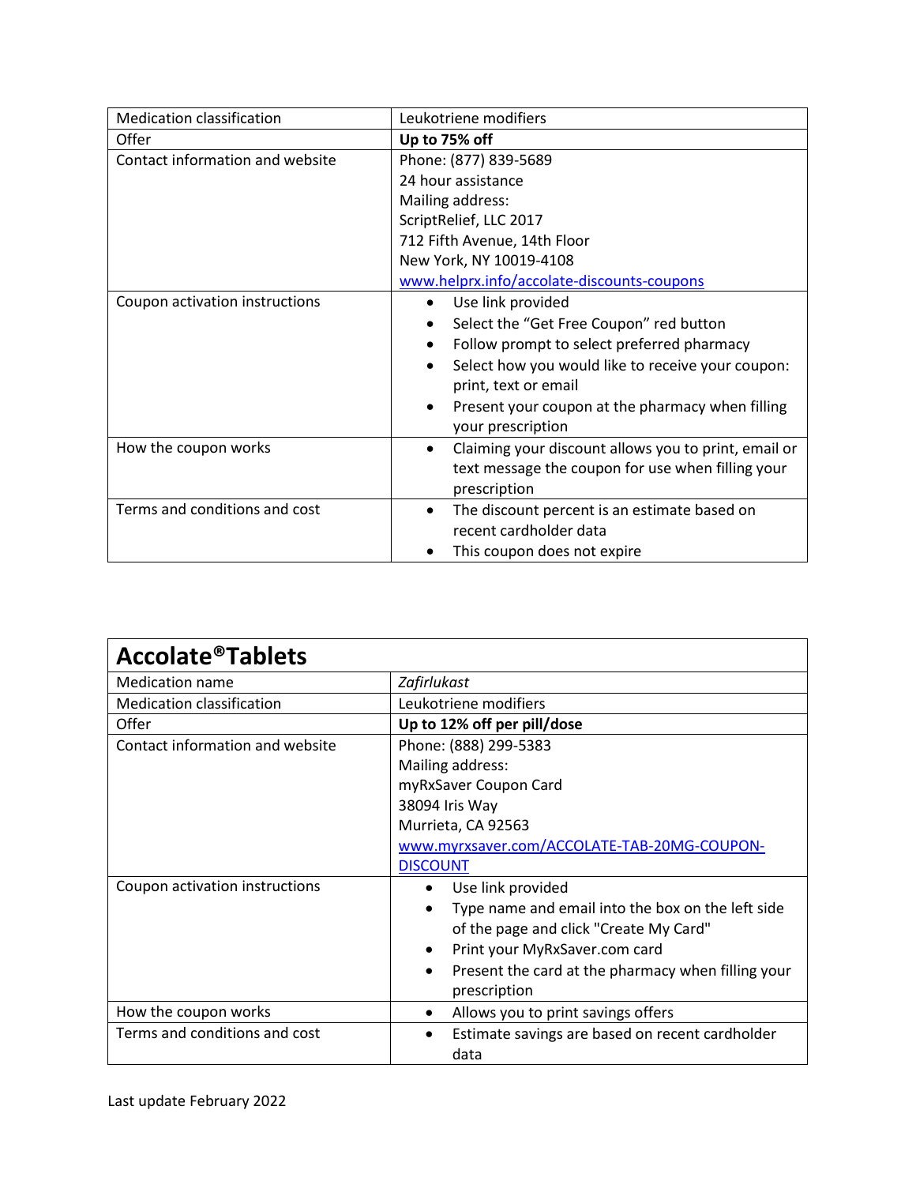| | |
|---|---|
| Medication classification | Leukotriene modifiers |
| Offer | **Up to 75% off** |
| Contact information and website | Phone: (877) 839-5689<br>24 hour assistance<br>Mailing address:<br>ScriptRelief, LLC 2017<br>712 Fifth Avenue, 14th Floor<br>New York, NY 10019-4108<br>[www.helprx.info/accolate-discounts-coupons](www.helprx.info/accolate-discounts-coupons) |
| Coupon activation instructions | • Use link provided<br>• Select the "Get Free Coupon" red button<br>• Follow prompt to select preferred pharmacy<br>• Select how you would like to receive your coupon: print, text or email<br>• Present your coupon at the pharmacy when filling your prescription |
| How the coupon works | • Claiming your discount allows you to print, email or text message the coupon for use when filling your prescription |
| Terms and conditions and cost | • The discount percent is an estimate based on recent cardholder data<br>• This coupon does not expire |

| **Accolate®Tablets** | |
|---|---|
| Medication name | *Zafirlukast* |
| Medication classification | Leukotriene modifiers |
| Offer | **Up to 12% off per pill/dose** |
| Contact information and website | Phone: (888) 299-5383<br>Mailing address:<br>myRxSaver Coupon Card<br>38094 Iris Way<br>Murrieta, CA 92563<br>[www.myrxsaver.com/ACCOLATE-TAB-20MG-COUPON-DISCOUNT](www.myrxsaver.com/ACCOLATE-TAB-20MG-COUPON-DISCOUNT) |
| Coupon activation instructions | • Use link provided<br>• Type name and email into the box on the left side of the page and click "Create My Card"<br>• Print your MyRxSaver.com card<br>• Present the card at the pharmacy when filling your prescription |
| How the coupon works | • Allows you to print savings offers |
| Terms and conditions and cost | • Estimate savings are based on recent cardholder data |

Last update February 2022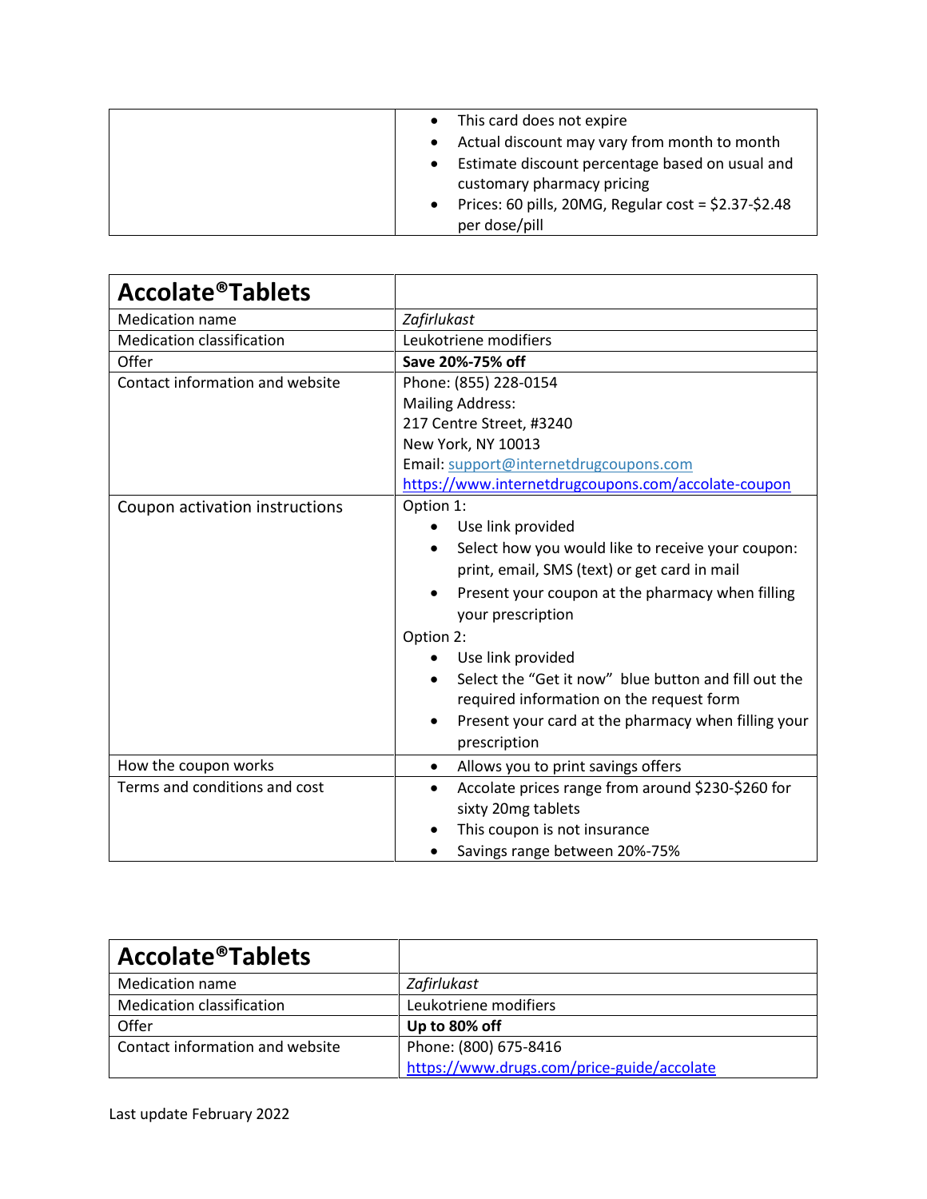| | |
|---|---|
| | • This card does not expire<br>• Actual discount may vary from month to month<br>• Estimate discount percentage based on usual and customary pharmacy pricing<br>• Prices: 60 pills, 20MG, Regular cost = $2.37-$2.48 per dose/pill |

| **Accolate®Tablets** | |
|---|---|
| Medication name | *Zafirlukast* |
| Medication classification | Leukotriene modifiers |
| Offer | **Save 20%-75% off** |
| Contact information and website | Phone: (855) 228-0154<br>Mailing Address:<br>217 Centre Street, #3240<br>New York, NY 10013<br>Email: support@internetdrugcoupons.com<br>https://www.internetdrugcoupons.com/accolate-coupon |
| Coupon activation instructions | Option 1:<br>• Use link provided<br>• Select how you would like to receive your coupon: print, email, SMS (text) or get card in mail<br>• Present your coupon at the pharmacy when filling your prescription<br>Option 2:<br>• Use link provided<br>• Select the "Get it now" blue button and fill out the required information on the request form<br>• Present your card at the pharmacy when filling your prescription |
| How the coupon works | • Allows you to print savings offers |
| Terms and conditions and cost | • Accolate prices range from around $230-$260 for sixty 20mg tablets<br>• This coupon is not insurance<br>• Savings range between 20%-75% |

| **Accolate®Tablets** | |
|---|---|
| Medication name | *Zafirlukast* |
| Medication classification | Leukotriene modifiers |
| Offer | **Up to 80% off** |
| Contact information and website | Phone: (800) 675-8416<br>https://www.drugs.com/price-guide/accolate |

Last update February 2022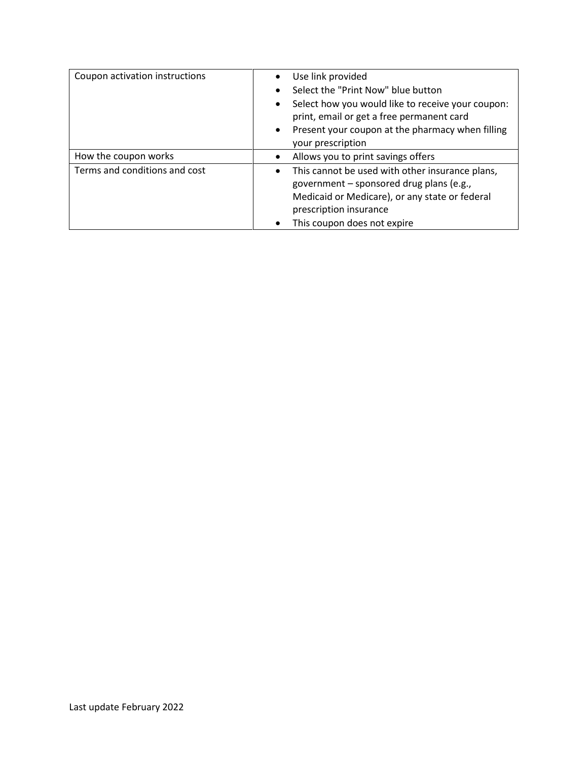| | |
|---|---|
| Coupon activation instructions | • Use link provided<br>• Select the "Print Now" blue button<br>• Select how you would like to receive your coupon: print, email or get a free permanent card<br>• Present your coupon at the pharmacy when filling your prescription |
| How the coupon works | • Allows you to print savings offers |
| Terms and conditions and cost | • This cannot be used with other insurance plans, government – sponsored drug plans (e.g., Medicaid or Medicare), or any state or federal prescription insurance<br>• This coupon does not expire |

Last update February 2022